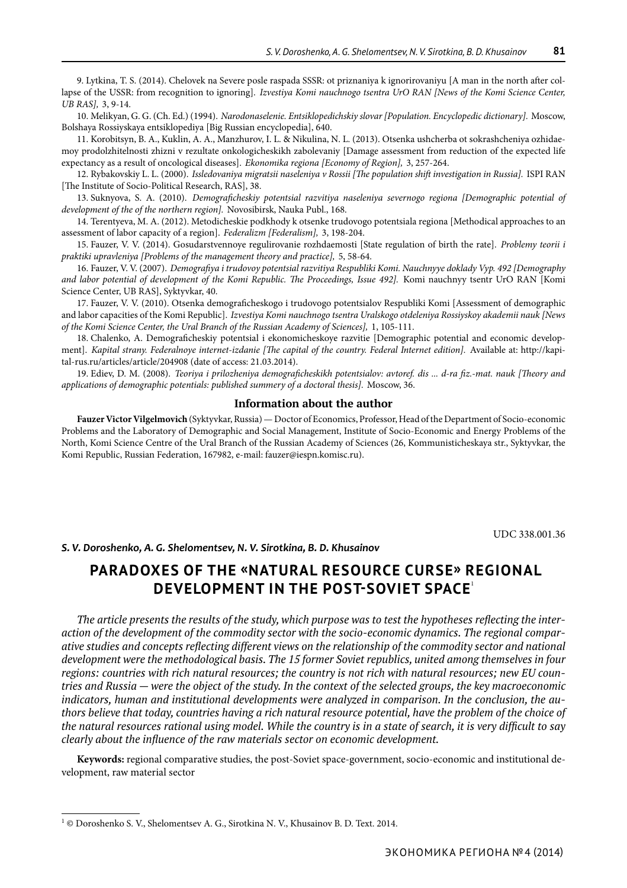9. Lytkina, T. S. (2014). Chelovek na Severe posle raspada SSSR: ot priznaniya k ignorirovaniyu [A man in the north after collapse of the USSR: from recognition to ignoring]. *Izvestiya Komi nauchnogo tsentra UrO RAN [News of the Komi Science Center, UB RAS],* 3, 9-14.

10. Melikyan, G. G. (Ch. Ed.) (1994). *Narodonaselenie. Entsiklopedichskiy slovar [Population. Encyclopedic dictionary].* Moscow, Bolshaya Rossiyskaya entsiklopediya [Big Russian encyclopedia], 640.

11. Korobitsyn, B. A., Kuklin, A. A., Manzhurov, I. L. & Nikulina, N. L. (2013). Otsenka ushcherba ot sokrashcheniya ozhidaemoy prodolzhitelnosti zhizni v rezultate onkologicheskikh zabolevaniy [Damage assessment from reduction of the expected life expectancy as a result of oncological diseases]. *Ekonomika regiona [Economy of Region],* 3, 257-264.

12. Rybakovskiy L. L. (2000). *Issledovaniya migratsii naseleniya v Rossii [The population shift investigation in Russia].* ISPI RAN [The Institute of Socio-Political Research, RAS], 38.

13. Suknyova, S. A. (2010). *Demograficheskiy potentsial razvitiya naseleniya severnogo regiona [Demographic potential of development of the of the northern region].* Novosibirsk, Nauka Publ., 168.

14. Terentyeva, M. A. (2012). Metodicheskie podkhody k otsenke trudovogo potentsiala regiona [Methodical approaches to an assessment of labor capacity of a region]. *Federalizm [Federalism],* 3, 198-204.

15. Fauzer, V. V. (2014). Gosudarstvennoye regulirovanie rozhdaemosti [State regulation of birth the rate]. *Problemy teorii i praktiki upravleniya [Problems of the management theory and practice],* 5, 58-64.

16. Fauzer, V. V. (2007). *Demografiya i trudovoy potentsial razvitiya Respubliki Komi. Nauchnyye doklady Vyp. 492 [Demography and labor potential of development of the Komi Republic. The Proceedings, Issue 492].* Komi nauchnyy tsentr UrO RAN [Komi Science Center, UB RAS], Syktyvkar, 40.

17. Fauzer, V. V. (2010). Otsenka demograficheskogo i trudovogo potentsialov Respubliki Komi [Assessment of demographic and labor capacities of the Komi Republic]. *Izvestiya Komi nauchnogo tsentra Uralskogo otdeleniya Rossiyskoy akademii nauk [News of the Komi Science Center, the Ural Branch of the Russian Academy of Sciences],* 1, 105-111.

18. Chalenko, A. Demograficheskiy potentsial i ekonomicheskoye razvitie [Demographic potential and economic development]. *Kapital strany. Federalnoye internet-izdanie [The capital of the country. Federal Internet edition].* Available at: http://kapital-rus.ru/articles/article/204908 (date of access: 21.03.2014).

19. Ediev, D. M. (2008). *Teoriya i prilozheniya demograficheskikh potentsialov: avtoref. dis ... d-ra fiz.-mat. nauk [Theory and applications of demographic potentials: published summery of a doctoral thesis].* Moscow, 36.

### Information about the author

**Fauzer Victor Vilgelmovich** (Syktyvkar, Russia) — Doctor of Economics, Professor, Head of the Department of Socio-economic Problems and the Laboratory of Demographic and Social Management, Institute of Socio-Economic and Energy Problems of the North, Komi Science Centre of the Ural Branch of the Russian Academy of Sciences (26, Kommunisticheskaya str., Syktyvkar, the Komi Republic, Russian Federation, 167982, e-mail: fauzer@iespn.komisc.ru).

UDC 338.001.36

***S. V. Doroshenko, A. G. Shelomentsev, N. V. Sirotkina, B. D. Khusainov***

# PARADOXES OF THE «NATURAL RESOURCE CURSE» REGIONAL DEVELOPMENT IN THE POST-SOVIET SPACE[1]

*The article presents the results of the study, which purpose was to test the hypotheses reflecting the interaction of the development of the commodity sector with the socio-economic dynamics. The regional comparative studies and concepts reflecting different views on the relationship of the commodity sector and national development were the methodological basis. The 15 former Soviet republics, united among themselves in four regions: countries with rich natural resources; the country is not rich with natural resources; new EU countries and Russia — were the object of the study. In the context of the selected groups, the key macroeconomic indicators, human and institutional developments were analyzed in comparison. In the conclusion, the authors believe that today, countries having a rich natural resource potential, have the problem of the choice of the natural resources rational using model. While the country is in a state of search, it is very difficult to say clearly about the influence of the raw materials sector on economic development.*

**Keywords:** regional comparative studies, the post-Soviet space-government, socio-economic and institutional development, raw material sector

[1] © Doroshenko S. V., Shelomentsev A. G., Sirotkina N. V., Khusainov B. D. Text. 2014.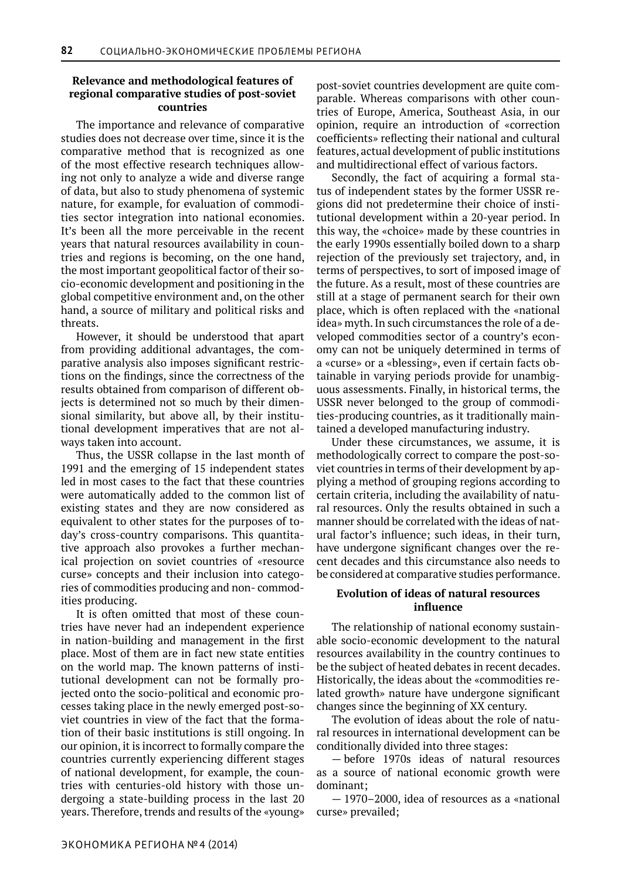### Relevance and methodological features of regional comparative studies of post-soviet countries

The importance and relevance of comparative studies does not decrease over time, since it is the comparative method that is recognized as one of the most effective research techniques allowing not only to analyze a wide and diverse range of data, but also to study phenomena of systemic nature, for example, for evaluation of commodities sector integration into national economies. It's been all the more perceivable in the recent years that natural resources availability in countries and regions is becoming, on the one hand, the most important geopolitical factor of their socio-economic development and positioning in the global competitive environment and, on the other hand, a source of military and political risks and threats.

However, it should be understood that apart from providing additional advantages, the comparative analysis also imposes significant restrictions on the findings, since the correctness of the results obtained from comparison of different objects is determined not so much by their dimensional similarity, but above all, by their institutional development imperatives that are not always taken into account.

Thus, the USSR collapse in the last month of 1991 and the emerging of 15 independent states led in most cases to the fact that these countries were automatically added to the common list of existing states and they are now considered as equivalent to other states for the purposes of today's cross-country comparisons. This quantitative approach also provokes a further mechanical projection on soviet countries of «resource curse» concepts and their inclusion into categories of commodities producing and non- commodities producing.

It is often omitted that most of these countries have never had an independent experience in nation-building and management in the first place. Most of them are in fact new state entities on the world map. The known patterns of institutional development can not be formally projected onto the socio-political and economic processes taking place in the newly emerged post-soviet countries in view of the fact that the formation of their basic institutions is still ongoing. In our opinion, it is incorrect to formally compare the countries currently experiencing different stages of national development, for example, the countries with centuries-old history with those undergoing a state-building process in the last 20 years. Therefore, trends and results of the «young» post-soviet countries development are quite comparable. Whereas comparisons with other countries of Europe, America, Southeast Asia, in our opinion, require an introduction of «correction coefficients» reflecting their national and cultural features, actual development of public institutions and multidirectional effect of various factors.

Secondly, the fact of acquiring a formal status of independent states by the former USSR regions did not predetermine their choice of institutional development within a 20-year period. In this way, the «choice» made by these countries in the early 1990s essentially boiled down to a sharp rejection of the previously set trajectory, and, in terms of perspectives, to sort of imposed image of the future. As a result, most of these countries are still at a stage of permanent search for their own place, which is often replaced with the «national idea» myth. In such circumstances the role of a developed commodities sector of a country's economy can not be uniquely determined in terms of a «curse» or a «blessing», even if certain facts obtainable in varying periods provide for unambiguous assessments. Finally, in historical terms, the USSR never belonged to the group of commodities-producing countries, as it traditionally maintained a developed manufacturing industry.

Under these circumstances, we assume, it is methodologically correct to compare the post-soviet countries in terms of their development by applying a method of grouping regions according to certain criteria, including the availability of natural resources. Only the results obtained in such a manner should be correlated with the ideas of natural factor's influence; such ideas, in their turn, have undergone significant changes over the recent decades and this circumstance also needs to be considered at comparative studies performance.

### Evolution of ideas of natural resources influence

The relationship of national economy sustainable socio-economic development to the natural resources availability in the country continues to be the subject of heated debates in recent decades. Historically, the ideas about the «commodities related growth» nature have undergone significant changes since the beginning of XX century.

The evolution of ideas about the role of natural resources in international development can be conditionally divided into three stages:

— before 1970s ideas of natural resources as a source of national economic growth were dominant;

— 1970–2000, idea of resources as a «national curse» prevailed;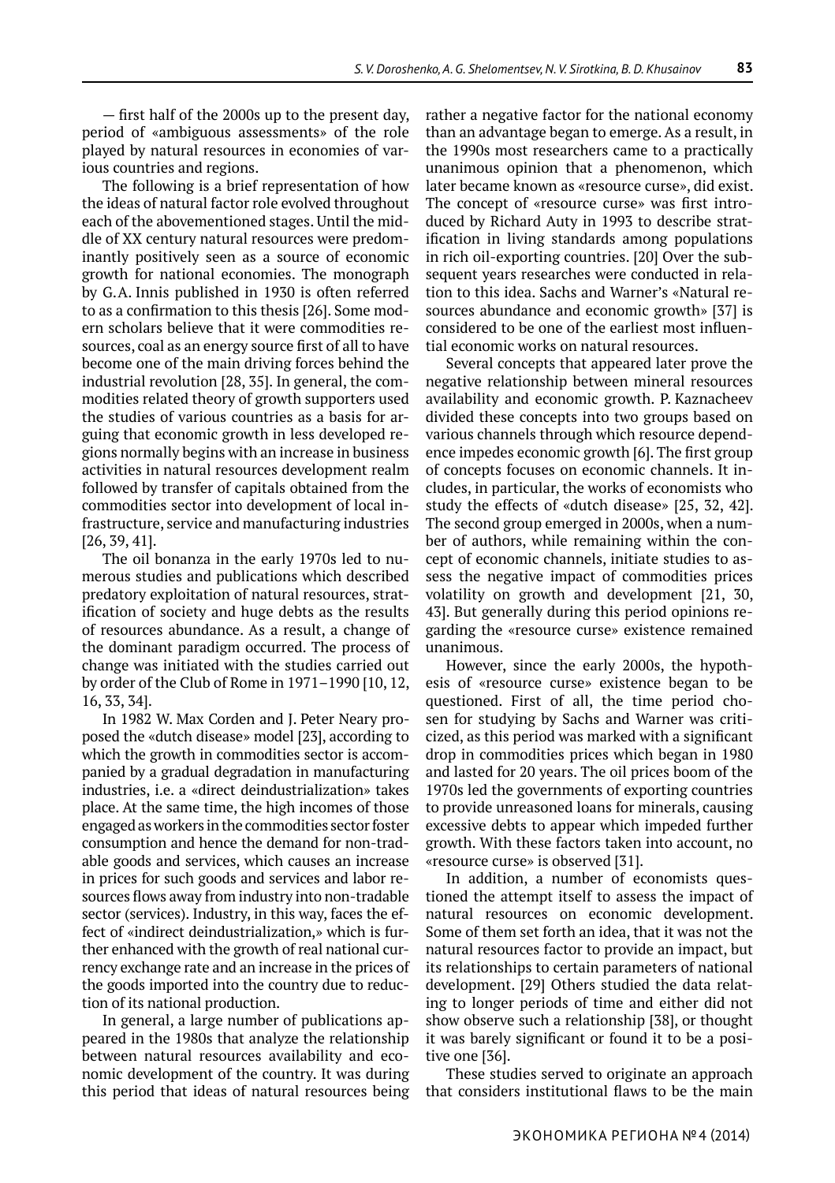— first half of the 2000s up to the present day, period of «ambiguous assessments» of the role played by natural resources in economies of various countries and regions.

The following is a brief representation of how the ideas of natural factor role evolved throughout each of the abovementioned stages. Until the middle of XX century natural resources were predominantly positively seen as a source of economic growth for national economies. The monograph by G.A. Innis published in 1930 is often referred to as a confirmation to this thesis [26]. Some modern scholars believe that it were commodities resources, coal as an energy source first of all to have become one of the main driving forces behind the industrial revolution [28, 35]. In general, the commodities related theory of growth supporters used the studies of various countries as a basis for arguing that economic growth in less developed regions normally begins with an increase in business activities in natural resources development realm followed by transfer of capitals obtained from the commodities sector into development of local infrastructure, service and manufacturing industries [26, 39, 41].

The oil bonanza in the early 1970s led to numerous studies and publications which described predatory exploitation of natural resources, stratification of society and huge debts as the results of resources abundance. As a result, a change of the dominant paradigm occurred. The process of change was initiated with the studies carried out by order of the Club of Rome in 1971–1990 [10, 12, 16, 33, 34].

In 1982 W. Max Corden and J. Peter Neary proposed the «dutch disease» model [23], according to which the growth in commodities sector is accompanied by a gradual degradation in manufacturing industries, i.e. a «direct deindustrialization» takes place. At the same time, the high incomes of those engaged as workers in the commodities sector foster consumption and hence the demand for non-tradable goods and services, which causes an increase in prices for such goods and services and labor resources flows away from industry into non-tradable sector (services). Industry, in this way, faces the effect of «indirect deindustrialization,» which is further enhanced with the growth of real national currency exchange rate and an increase in the prices of the goods imported into the country due to reduction of its national production.

In general, a large number of publications appeared in the 1980s that analyze the relationship between natural resources availability and economic development of the country. It was during this period that ideas of natural resources being rather a negative factor for the national economy than an advantage began to emerge. As a result, in the 1990s most researchers came to a practically unanimous opinion that a phenomenon, which later became known as «resource curse», did exist. The concept of «resource curse» was first introduced by Richard Auty in 1993 to describe stratification in living standards among populations in rich oil-exporting countries. [20] Over the subsequent years researches were conducted in relation to this idea. Sachs and Warner's «Natural resources abundance and economic growth» [37] is considered to be one of the earliest most influential economic works on natural resources.

Several concepts that appeared later prove the negative relationship between mineral resources availability and economic growth. P. Kaznacheev divided these concepts into two groups based on various channels through which resource dependence impedes economic growth [6]. The first group of concepts focuses on economic channels. It includes, in particular, the works of economists who study the effects of «dutch disease» [25, 32, 42]. The second group emerged in 2000s, when a number of authors, while remaining within the concept of economic channels, initiate studies to assess the negative impact of commodities prices volatility on growth and development [21, 30, 43]. But generally during this period opinions regarding the «resource curse» existence remained unanimous.

However, since the early 2000s, the hypothesis of «resource curse» existence began to be questioned. First of all, the time period chosen for studying by Sachs and Warner was criticized, as this period was marked with a significant drop in commodities prices which began in 1980 and lasted for 20 years. The oil prices boom of the 1970s led the governments of exporting countries to provide unreasoned loans for minerals, causing excessive debts to appear which impeded further growth. With these factors taken into account, no «resource curse» is observed [31].

In addition, a number of economists questioned the attempt itself to assess the impact of natural resources on economic development. Some of them set forth an idea, that it was not the natural resources factor to provide an impact, but its relationships to certain parameters of national development. [29] Others studied the data relating to longer periods of time and either did not show observe such a relationship [38], or thought it was barely significant or found it to be a positive one [36].

These studies served to originate an approach that considers institutional flaws to be the main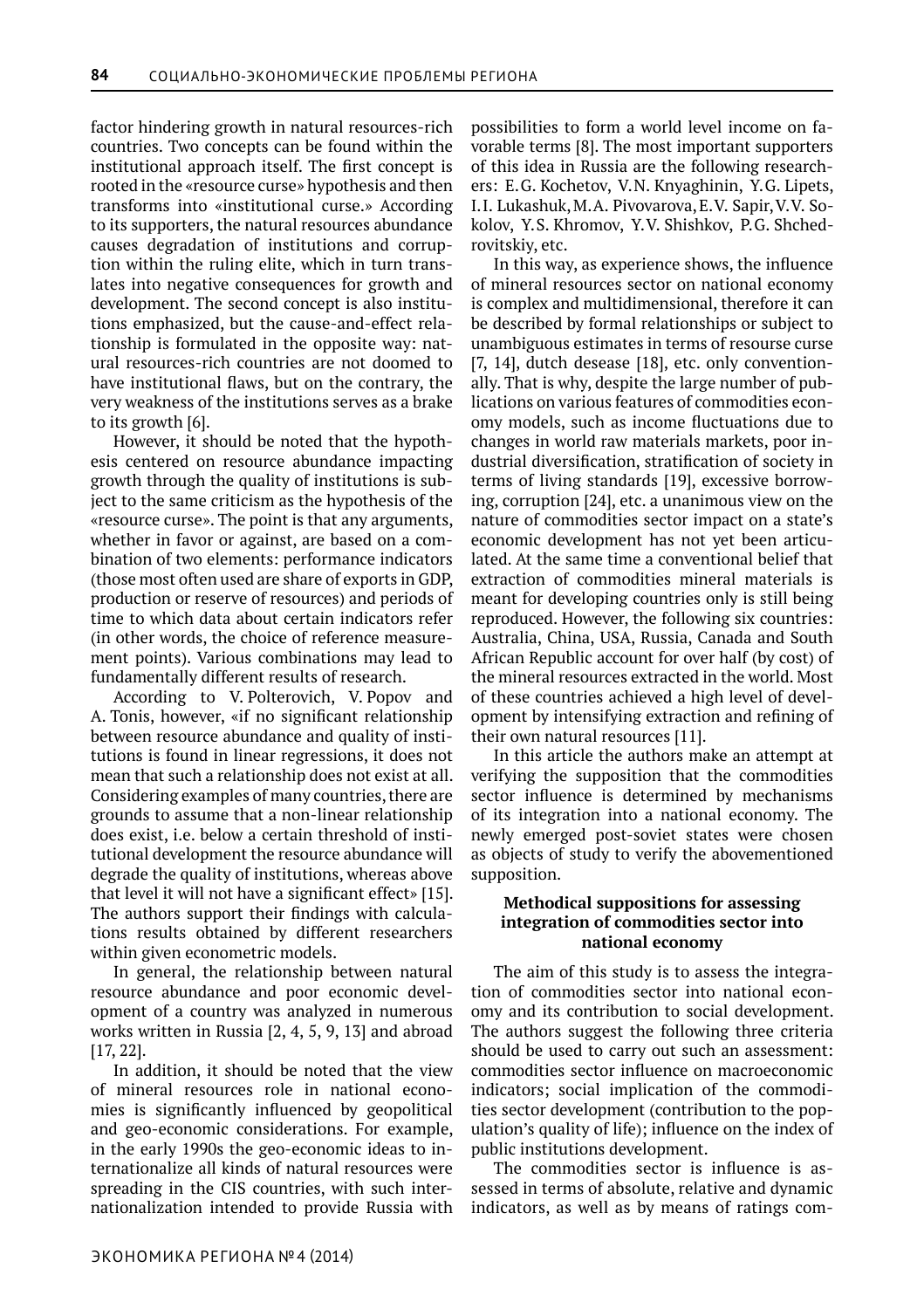factor hindering growth in natural resources-rich countries. Two concepts can be found within the institutional approach itself. The first concept is rooted in the «resource curse» hypothesis and then transforms into «institutional curse.» According to its supporters, the natural resources abundance causes degradation of institutions and corruption within the ruling elite, which in turn translates into negative consequences for growth and development. The second concept is also institutions emphasized, but the cause-and-effect relationship is formulated in the opposite way: natural resources-rich countries are not doomed to have institutional flaws, but on the contrary, the very weakness of the institutions serves as a brake to its growth [6].

However, it should be noted that the hypothesis centered on resource abundance impacting growth through the quality of institutions is subject to the same criticism as the hypothesis of the «resource curse». The point is that any arguments, whether in favor or against, are based on a combination of two elements: performance indicators (those most often used are share of exports in GDP, production or reserve of resources) and periods of time to which data about certain indicators refer (in other words, the choice of reference measurement points). Various combinations may lead to fundamentally different results of research.

According to V. Polterovich, V. Popov and A. Tonis, however, «if no significant relationship between resource abundance and quality of institutions is found in linear regressions, it does not mean that such a relationship does not exist at all. Considering examples of many countries, there are grounds to assume that a non-linear relationship does exist, i.e. below a certain threshold of institutional development the resource abundance will degrade the quality of institutions, whereas above that level it will not have a significant effect» [15]. The authors support their findings with calculations results obtained by different researchers within given econometric models.

In general, the relationship between natural resource abundance and poor economic development of a country was analyzed in numerous works written in Russia [2, 4, 5, 9, 13] and abroad [17, 22].

In addition, it should be noted that the view of mineral resources role in national economies is significantly influenced by geopolitical and geo-economic considerations. For example, in the early 1990s the geo-economic ideas to internationalize all kinds of natural resources were spreading in the CIS countries, with such internationalization intended to provide Russia with possibilities to form a world level income on favorable terms [8]. The most important supporters of this idea in Russia are the following researchers: E.G. Kochetov, V.N. Knyaghinin, Y.G. Lipets, I.I. Lukashuk, M.A. Pivovarova, E.V. Sapir, V.V. Sokolov, Y.S. Khromov, Y.V. Shishkov, P.G. Shchedrovitskiy, etc.

In this way, as experience shows, the influence of mineral resources sector on national economy is complex and multidimensional, therefore it can be described by formal relationships or subject to unambiguous estimates in terms of resourse curse [7, 14], dutch desease [18], etc. only conventionally. That is why, despite the large number of publications on various features of commodities economy models, such as income fluctuations due to changes in world raw materials markets, poor industrial diversification, stratification of society in terms of living standards [19], excessive borrowing, corruption [24], etc. a unanimous view on the nature of commodities sector impact on a state's economic development has not yet been articulated. At the same time a conventional belief that extraction of commodities mineral materials is meant for developing countries only is still being reproduced. However, the following six countries: Australia, China, USA, Russia, Canada and South African Republic account for over half (by cost) of the mineral resources extracted in the world. Most of these countries achieved a high level of development by intensifying extraction and refining of their own natural resources [11].

In this article the authors make an attempt at verifying the supposition that the commodities sector influence is determined by mechanisms of its integration into a national economy. The newly emerged post-soviet states were chosen as objects of study to verify the abovementioned supposition.

## Methodical suppositions for assessing integration of commodities sector into national economy

The aim of this study is to assess the integration of commodities sector into national economy and its contribution to social development. The authors suggest the following three criteria should be used to carry out such an assessment: commodities sector influence on macroeconomic indicators; social implication of the commodities sector development (contribution to the population's quality of life); influence on the index of public institutions development.

The commodities sector is influence is assessed in terms of absolute, relative and dynamic indicators, as well as by means of ratings com-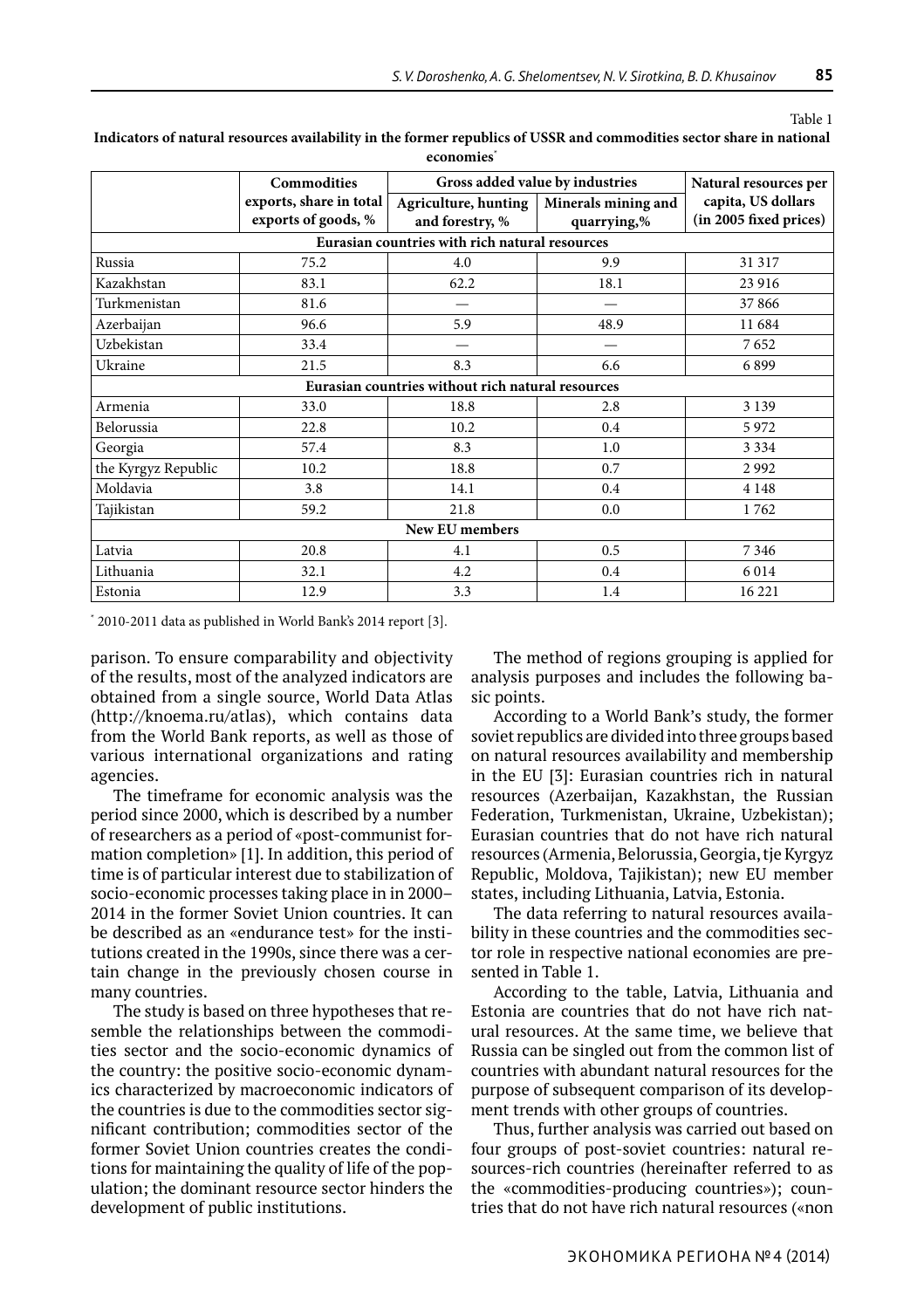Table 1

**Indicators of natural resources availability in the former republics of USSR and commodities sector share in national economies***

| | Commodities exports, share in total exports of goods, % | Gross added value by industries | | Natural resources per capita, US dollars (in 2005 fixed prices) |
|---|---|---|---|---|
| | | Agriculture, hunting and forestry, % | Minerals mining and quarrying,% | |
| **Eurasian countries with rich natural resources** | | | | |
| Russia | 75.2 | 4.0 | 9.9 | 31 317 |
| Kazakhstan | 83.1 | 62.2 | 18.1 | 23 916 |
| Turkmenistan | 81.6 | — | — | 37 866 |
| Azerbaijan | 96.6 | 5.9 | 48.9 | 11 684 |
| Uzbekistan | 33.4 | — | — | 7 652 |
| Ukraine | 21.5 | 8.3 | 6.6 | 6 899 |
| **Eurasian countries without rich natural resources** | | | | |
| Armenia | 33.0 | 18.8 | 2.8 | 3 139 |
| Belorussia | 22.8 | 10.2 | 0.4 | 5 972 |
| Georgia | 57.4 | 8.3 | 1.0 | 3 334 |
| the Kyrgyz Republic | 10.2 | 18.8 | 0.7 | 2 992 |
| Moldavia | 3.8 | 14.1 | 0.4 | 4 148 |
| Tajikistan | 59.2 | 21.8 | 0.0 | 1 762 |
| **New EU members** | | | | |
| Latvia | 20.8 | 4.1 | 0.5 | 7 346 |
| Lithuania | 32.1 | 4.2 | 0.4 | 6 014 |
| Estonia | 12.9 | 3.3 | 1.4 | 16 221 |

\* 2010-2011 data as published in World Bank's 2014 report [3].

parison. To ensure comparability and objectivity of the results, most of the analyzed indicators are obtained from a single source, World Data Atlas (http://knoema.ru/atlas), which contains data from the World Bank reports, as well as those of various international organizations and rating agencies.

The timeframe for economic analysis was the period since 2000, which is described by a number of researchers as a period of «post-communist formation completion» [1]. In addition, this period of time is of particular interest due to stabilization of socio-economic processes taking place in in 2000–2014 in the former Soviet Union countries. It can be described as an «endurance test» for the institutions created in the 1990s, since there was a certain change in the previously chosen course in many countries.

The study is based on three hypotheses that resemble the relationships between the commodities sector and the socio-economic dynamics of the country: the positive socio-economic dynamics characterized by macroeconomic indicators of the countries is due to the commodities sector significant contribution; commodities sector of the former Soviet Union countries creates the conditions for maintaining the quality of life of the population; the dominant resource sector hinders the development of public institutions.

The method of regions grouping is applied for analysis purposes and includes the following basic points.

According to a World Bank's study, the former soviet republics are divided into three groups based on natural resources availability and membership in the EU [3]: Eurasian countries rich in natural resources (Azerbaijan, Kazakhstan, the Russian Federation, Turkmenistan, Ukraine, Uzbekistan); Eurasian countries that do not have rich natural resources (Armenia, Belorussia, Georgia, tje Kyrgyz Republic, Moldova, Tajikistan); new EU member states, including Lithuania, Latvia, Estonia.

The data referring to natural resources availability in these countries and the commodities sector role in respective national economies are presented in Table 1.

According to the table, Latvia, Lithuania and Estonia are countries that do not have rich natural resources. At the same time, we believe that Russia can be singled out from the common list of countries with abundant natural resources for the purpose of subsequent comparison of its development trends with other groups of countries.

Thus, further analysis was carried out based on four groups of post-soviet countries: natural resources-rich countries (hereinafter referred to as the «commodities-producing countries»); countries that do not have rich natural resources («non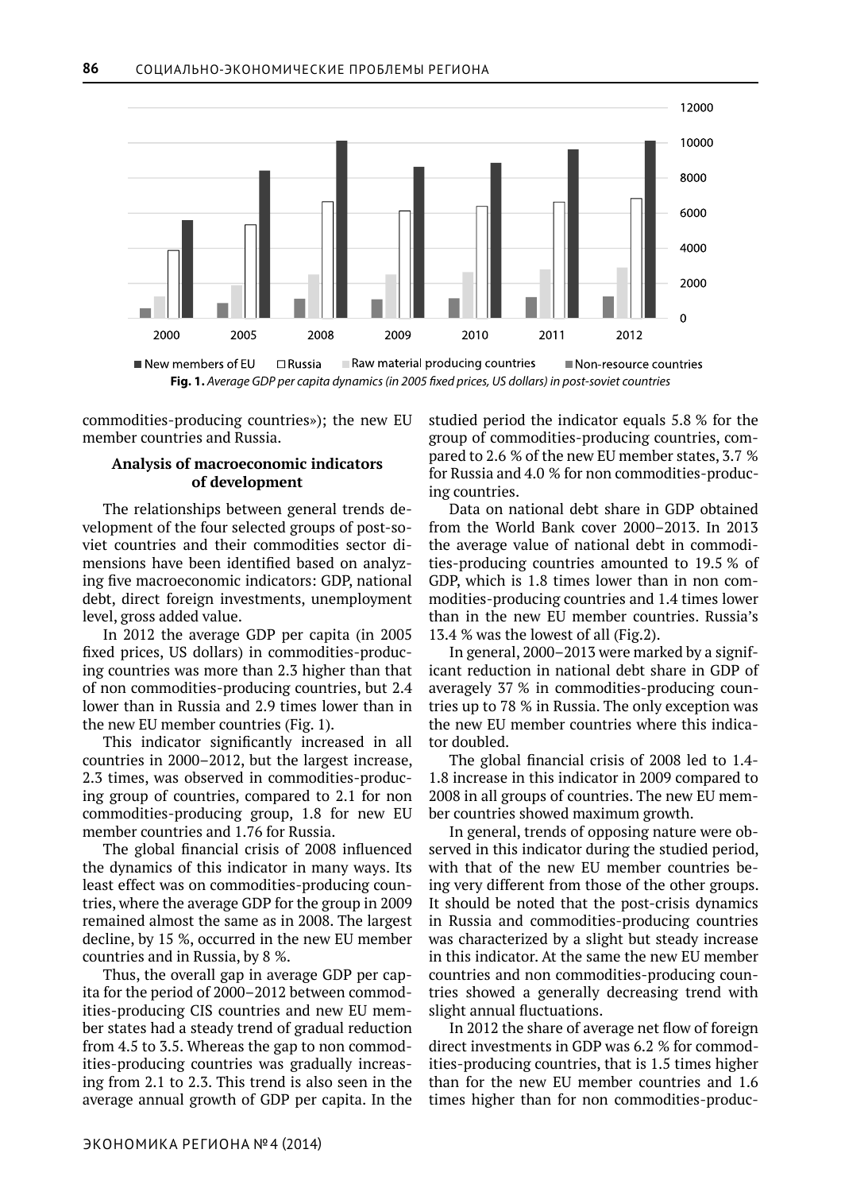■ New members of EU □ Russia ■ Raw material producing countries ■ Non-resource countries

**Fig. 1.** *Average GDP per capita dynamics (in 2005 fixed prices, US dollars) in post-soviet countries*

commodities-producing countries»); the new EU member countries and Russia.

### Analysis of macroeconomic indicators of development

The relationships between general trends development of the four selected groups of post-soviet countries and their commodities sector dimensions have been identified based on analyzing five macroeconomic indicators: GDP, national debt, direct foreign investments, unemployment level, gross added value.

In 2012 the average GDP per capita (in 2005 fixed prices, US dollars) in commodities-producing countries was more than 2.3 higher than that of non commodities-producing countries, but 2.4 lower than in Russia and 2.9 times lower than in the new EU member countries (Fig. 1).

This indicator significantly increased in all countries in 2000–2012, but the largest increase, 2.3 times, was observed in commodities-producing group of countries, compared to 2.1 for non commodities-producing group, 1.8 for new EU member countries and 1.76 for Russia.

The global financial crisis of 2008 influenced the dynamics of this indicator in many ways. Its least effect was on commodities-producing countries, where the average GDP for the group in 2009 remained almost the same as in 2008. The largest decline, by 15 %, occurred in the new EU member countries and in Russia, by 8 %.

Thus, the overall gap in average GDP per capita for the period of 2000–2012 between commodities-producing CIS countries and new EU member states had a steady trend of gradual reduction from 4.5 to 3.5. Whereas the gap to non commodities-producing countries was gradually increasing from 2.1 to 2.3. This trend is also seen in the average annual growth of GDP per capita. In the studied period the indicator equals 5.8 % for the group of commodities-producing countries, compared to 2.6 % of the new EU member states, 3.7 % for Russia and 4.0 % for non commodities-producing countries.

Data on national debt share in GDP obtained from the World Bank cover 2000–2013. In 2013 the average value of national debt in commodities-producing countries amounted to 19.5 % of GDP, which is 1.8 times lower than in non commodities-producing countries and 1.4 times lower than in the new EU member countries. Russia's 13.4 % was the lowest of all (Fig.2).

In general, 2000–2013 were marked by a significant reduction in national debt share in GDP of averagely 37 % in commodities-producing countries up to 78 % in Russia. The only exception was the new EU member countries where this indicator doubled.

The global financial crisis of 2008 led to 1.4-1.8 increase in this indicator in 2009 compared to 2008 in all groups of countries. The new EU member countries showed maximum growth.

In general, trends of opposing nature were observed in this indicator during the studied period, with that of the new EU member countries being very different from those of the other groups. It should be noted that the post-crisis dynamics in Russia and commodities-producing countries was characterized by a slight but steady increase in this indicator. At the same the new EU member countries and non commodities-producing countries showed a generally decreasing trend with slight annual fluctuations.

In 2012 the share of average net flow of foreign direct investments in GDP was 6.2 % for commodities-producing countries, that is 1.5 times higher than for the new EU member countries and 1.6 times higher than for non commodities-produc-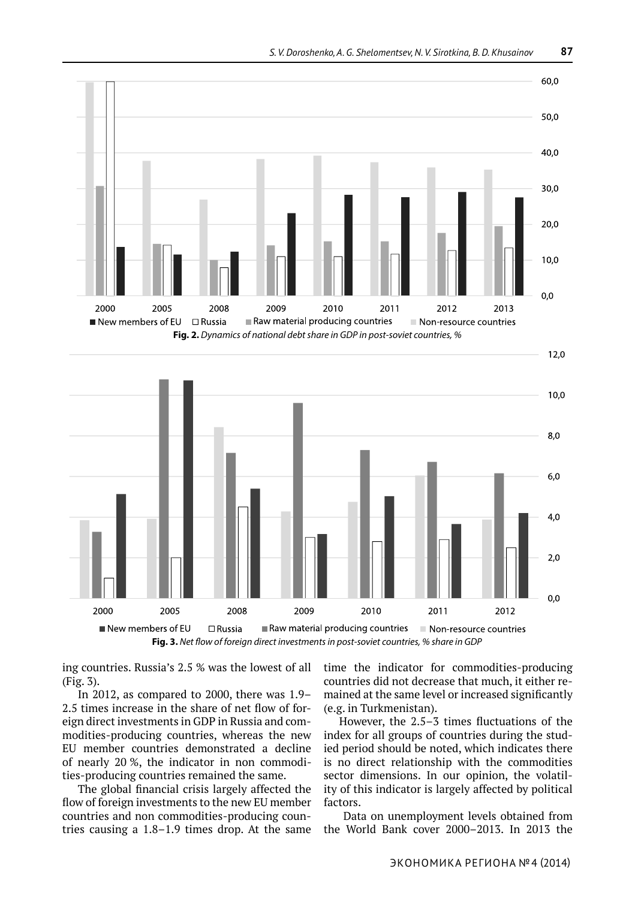Fig. 2. *Dynamics of national debt share in GDP in post-soviet countries, %*

Fig. 3. *Net flow of foreign direct investments in post-soviet countries, % share in GDP*

ing countries. Russia's 2.5 % was the lowest of all (Fig. 3).

In 2012, as compared to 2000, there was 1.9–2.5 times increase in the share of net flow of foreign direct investments in GDP in Russia and commodities-producing countries, whereas the new EU member countries demonstrated a decline of nearly 20 %, the indicator in non commodities-producing countries remained the same.

The global financial crisis largely affected the flow of foreign investments to the new EU member countries and non commodities-producing countries causing a 1.8–1.9 times drop. At the same time the indicator for commodities-producing countries did not decrease that much, it either remained at the same level or increased significantly (e.g. in Turkmenistan).

However, the 2.5–3 times fluctuations of the index for all groups of countries during the studied period should be noted, which indicates there is no direct relationship with the commodities sector dimensions. In our opinion, the volatility of this indicator is largely affected by political factors.

Data on unemployment levels obtained from the World Bank cover 2000–2013. In 2013 the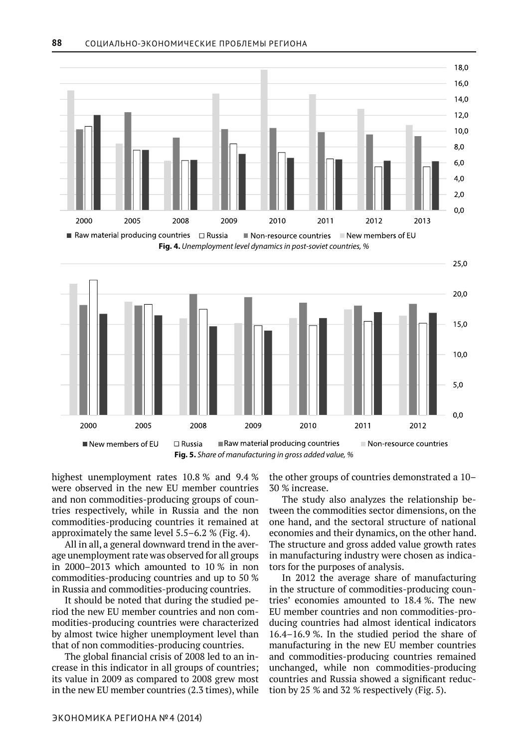Fig. 4. *Unemployment level dynamics in post-soviet countries, %*

Fig. 5. *Share of manufacturing in gross added value, %*

highest unemployment rates 10.8 % and 9.4 % were observed in the new EU member countries and non commodities-producing groups of countries respectively, while in Russia and the non commodities-producing countries it remained at approximately the same level 5.5–6.2 % (Fig. 4).

All in all, a general downward trend in the average unemployment rate was observed for all groups in 2000–2013 which amounted to 10 % in non commodities-producing countries and up to 50 % in Russia and commodities-producing countries.

It should be noted that during the studied period the new EU member countries and non commodities-producing countries were characterized by almost twice higher unemployment level than that of non commodities-producing countries.

The global financial crisis of 2008 led to an increase in this indicator in all groups of countries; its value in 2009 as compared to 2008 grew most in the new EU member countries (2.3 times), while the other groups of countries demonstrated a 10–30 % increase.

The study also analyzes the relationship between the commodities sector dimensions, on the one hand, and the sectoral structure of national economies and their dynamics, on the other hand. The structure and gross added value growth rates in manufacturing industry were chosen as indicators for the purposes of analysis.

In 2012 the average share of manufacturing in the structure of commodities-producing countries' economies amounted to 18.4 %. The new EU member countries and non commodities-producing countries had almost identical indicators 16.4–16.9 %. In the studied period the share of manufacturing in the new EU member countries and commodities-producing countries remained unchanged, while non commodities-producing countries and Russia showed a significant reduction by 25 % and 32 % respectively (Fig. 5).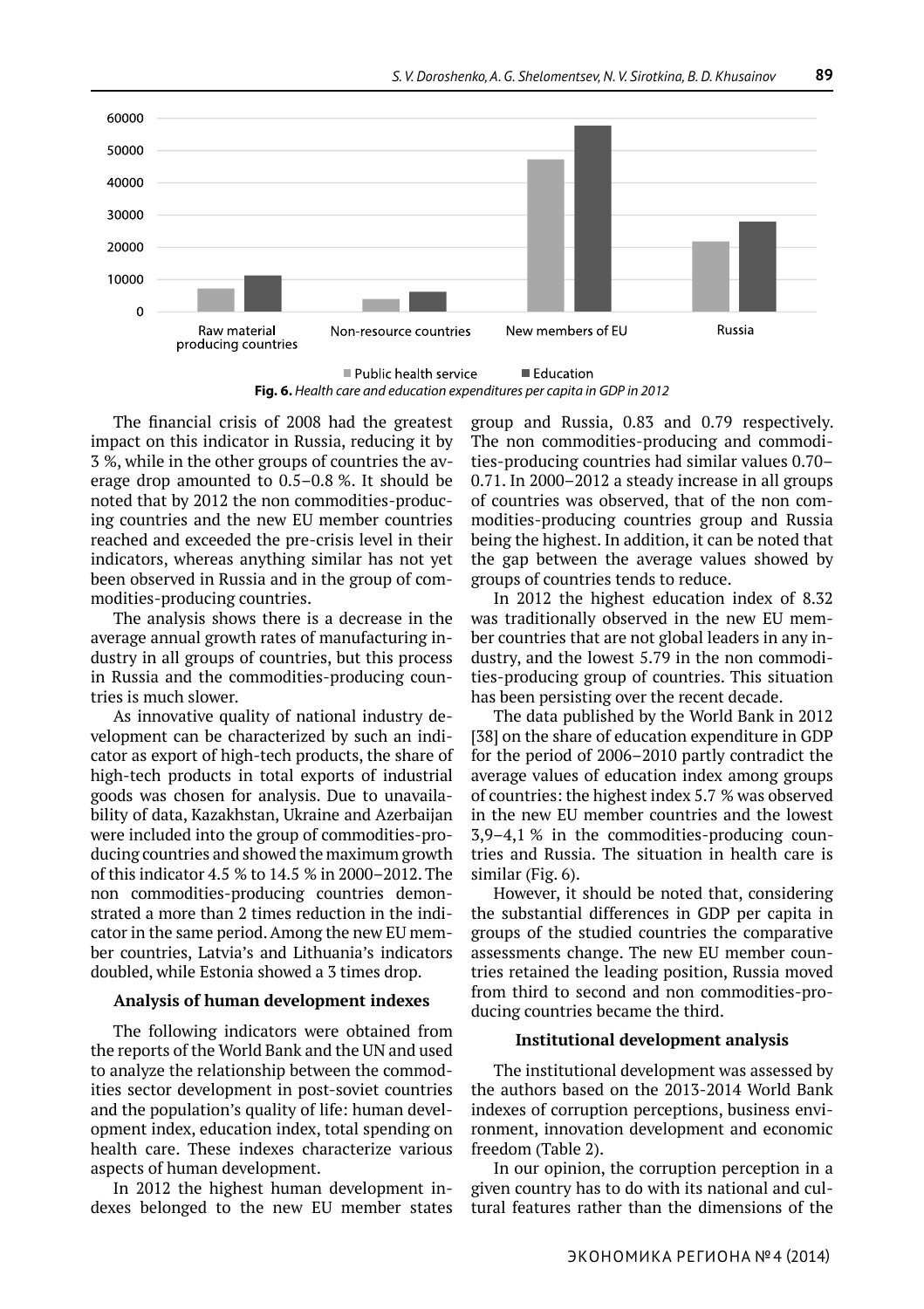**Fig. 6.** *Health care and education expenditures per capita in GDP in 2012*

The financial crisis of 2008 had the greatest impact on this indicator in Russia, reducing it by 3 %, while in the other groups of countries the average drop amounted to 0.5–0.8 %. It should be noted that by 2012 the non commodities-producing countries and the new EU member countries reached and exceeded the pre-crisis level in their indicators, whereas anything similar has not yet been observed in Russia and in the group of commodities-producing countries.

The analysis shows there is a decrease in the average annual growth rates of manufacturing industry in all groups of countries, but this process in Russia and the commodities-producing countries is much slower.

As innovative quality of national industry development can be characterized by such an indicator as export of high-tech products, the share of high-tech products in total exports of industrial goods was chosen for analysis. Due to unavailability of data, Kazakhstan, Ukraine and Azerbaijan were included into the group of commodities-producing countries and showed the maximum growth of this indicator 4.5 % to 14.5 % in 2000–2012. The non commodities-producing countries demonstrated a more than 2 times reduction in the indicator in the same period. Among the new EU member countries, Latvia's and Lithuania's indicators doubled, while Estonia showed a 3 times drop.

### Analysis of human development indexes

The following indicators were obtained from the reports of the World Bank and the UN and used to analyze the relationship between the commodities sector development in post-soviet countries and the population's quality of life: human development index, education index, total spending on health care. These indexes characterize various aspects of human development.

In 2012 the highest human development indexes belonged to the new EU member states group and Russia, 0.83 and 0.79 respectively. The non commodities-producing and commodities-producing countries had similar values 0.70–0.71. In 2000–2012 a steady increase in all groups of countries was observed, that of the non commodities-producing countries group and Russia being the highest. In addition, it can be noted that the gap between the average values showed by groups of countries tends to reduce.

In 2012 the highest education index of 8.32 was traditionally observed in the new EU member countries that are not global leaders in any industry, and the lowest 5.79 in the non commodities-producing group of countries. This situation has been persisting over the recent decade.

The data published by the World Bank in 2012 [38] on the share of education expenditure in GDP for the period of 2006–2010 partly contradict the average values of education index among groups of countries: the highest index 5.7 % was observed in the new EU member countries and the lowest 3,9–4,1 % in the commodities-producing countries and Russia. The situation in health care is similar (Fig. 6).

However, it should be noted that, considering the substantial differences in GDP per capita in groups of the studied countries the comparative assessments change. The new EU member countries retained the leading position, Russia moved from third to second and non commodities-producing countries became the third.

### Institutional development analysis

The institutional development was assessed by the authors based on the 2013-2014 World Bank indexes of corruption perceptions, business environment, innovation development and economic freedom (Table 2).

In our opinion, the corruption perception in a given country has to do with its national and cultural features rather than the dimensions of the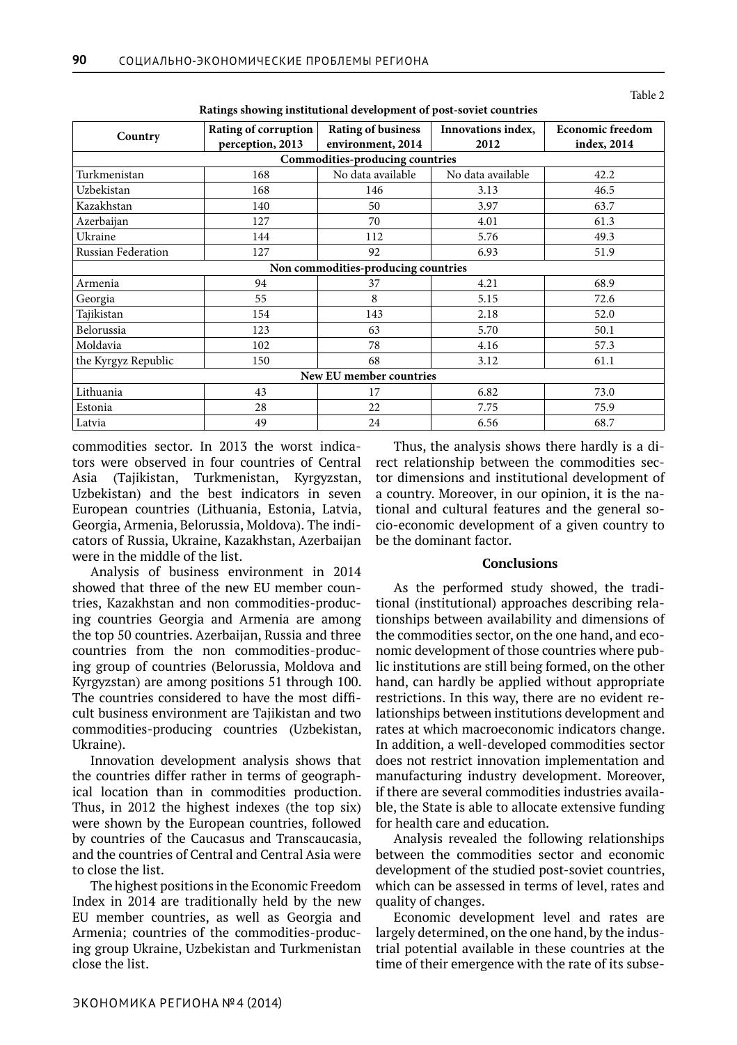Table 2

**Ratings showing institutional development of post-soviet countries**

| Country | Rating of corruption perception, 2013 | Rating of business environment, 2014 | Innovations index, 2012 | Economic freedom index, 2014 |
|---|---|---|---|---|
| **Commodities-producing countries** | | | | |
| Turkmenistan | 168 | No data available | No data available | 42.2 |
| Uzbekistan | 168 | 146 | 3.13 | 46.5 |
| Kazakhstan | 140 | 50 | 3.97 | 63.7 |
| Azerbaijan | 127 | 70 | 4.01 | 61.3 |
| Ukraine | 144 | 112 | 5.76 | 49.3 |
| Russian Federation | 127 | 92 | 6.93 | 51.9 |
| **Non commodities-producing countries** | | | | |
| Armenia | 94 | 37 | 4.21 | 68.9 |
| Georgia | 55 | 8 | 5.15 | 72.6 |
| Tajikistan | 154 | 143 | 2.18 | 52.0 |
| Belorussia | 123 | 63 | 5.70 | 50.1 |
| Moldavia | 102 | 78 | 4.16 | 57.3 |
| the Kyrgyz Republic | 150 | 68 | 3.12 | 61.1 |
| **New EU member countries** | | | | |
| Lithuania | 43 | 17 | 6.82 | 73.0 |
| Estonia | 28 | 22 | 7.75 | 75.9 |
| Latvia | 49 | 24 | 6.56 | 68.7 |

commodities sector. In 2013 the worst indicators were observed in four countries of Central Asia (Tajikistan, Turkmenistan, Kyrgyzstan, Uzbekistan) and the best indicators in seven European countries (Lithuania, Estonia, Latvia, Georgia, Armenia, Belorussia, Moldova). The indicators of Russia, Ukraine, Kazakhstan, Azerbaijan were in the middle of the list.

Analysis of business environment in 2014 showed that three of the new EU member countries, Kazakhstan and non commodities-producing countries Georgia and Armenia are among the top 50 countries. Azerbaijan, Russia and three countries from the non commodities-producing group of countries (Belorussia, Moldova and Kyrgyzstan) are among positions 51 through 100. The countries considered to have the most difficult business environment are Tajikistan and two commodities-producing countries (Uzbekistan, Ukraine).

Innovation development analysis shows that the countries differ rather in terms of geographical location than in commodities production. Thus, in 2012 the highest indexes (the top six) were shown by the European countries, followed by countries of the Caucasus and Transcaucasia, and the countries of Central and Central Asia were to close the list.

The highest positions in the Economic Freedom Index in 2014 are traditionally held by the new EU member countries, as well as Georgia and Armenia; countries of the commodities-producing group Ukraine, Uzbekistan and Turkmenistan close the list.

Thus, the analysis shows there hardly is a direct relationship between the commodities sector dimensions and institutional development of a country. Moreover, in our opinion, it is the national and cultural features and the general socio-economic development of a given country to be the dominant factor.

## Conclusions

As the performed study showed, the traditional (institutional) approaches describing relationships between availability and dimensions of the commodities sector, on the one hand, and economic development of those countries where public institutions are still being formed, on the other hand, can hardly be applied without appropriate restrictions. In this way, there are no evident relationships between institutions development and rates at which macroeconomic indicators change. In addition, a well-developed commodities sector does not restrict innovation implementation and manufacturing industry development. Moreover, if there are several commodities industries available, the State is able to allocate extensive funding for health care and education.

Analysis revealed the following relationships between the commodities sector and economic development of the studied post-soviet countries, which can be assessed in terms of level, rates and quality of changes.

Economic development level and rates are largely determined, on the one hand, by the industrial potential available in these countries at the time of their emergence with the rate of its subse-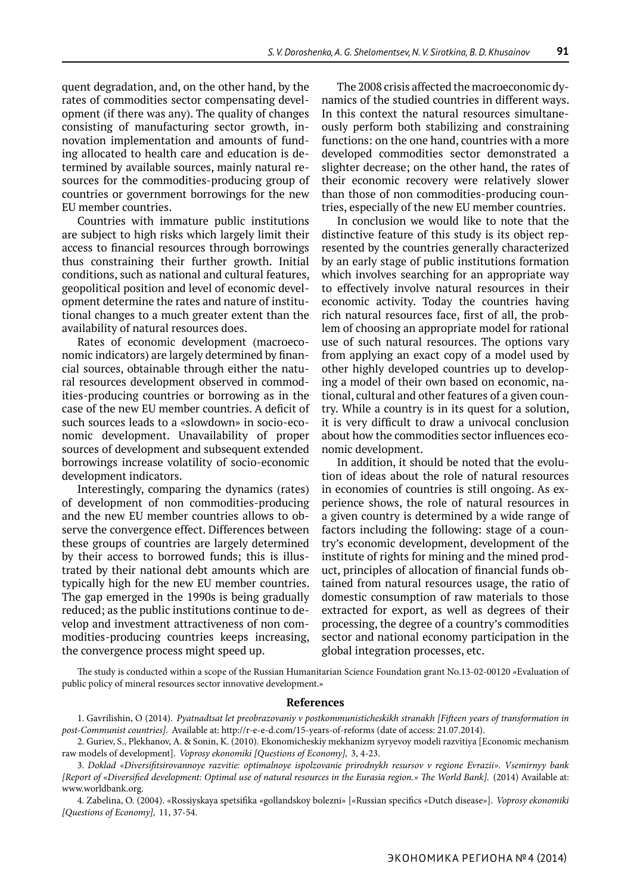quent degradation, and, on the other hand, by the rates of commodities sector compensating development (if there was any). The quality of changes consisting of manufacturing sector growth, innovation implementation and amounts of funding allocated to health care and education is determined by available sources, mainly natural resources for the commodities-producing group of countries or government borrowings for the new EU member countries.

Countries with immature public institutions are subject to high risks which largely limit their access to financial resources through borrowings thus constraining their further growth. Initial conditions, such as national and cultural features, geopolitical position and level of economic development determine the rates and nature of institutional changes to a much greater extent than the availability of natural resources does.

Rates of economic development (macroeconomic indicators) are largely determined by financial sources, obtainable through either the natural resources development observed in commodities-producing countries or borrowing as in the case of the new EU member countries. A deficit of such sources leads to a «slowdown» in socio-economic development. Unavailability of proper sources of development and subsequent extended borrowings increase volatility of socio-economic development indicators.

Interestingly, comparing the dynamics (rates) of development of non commodities-producing and the new EU member countries allows to observe the convergence effect. Differences between these groups of countries are largely determined by their access to borrowed funds; this is illustrated by their national debt amounts which are typically high for the new EU member countries. The gap emerged in the 1990s is being gradually reduced; as the public institutions continue to develop and investment attractiveness of non commodities-producing countries keeps increasing, the convergence process might speed up.

The 2008 crisis affected the macroeconomic dynamics of the studied countries in different ways. In this context the natural resources simultaneously perform both stabilizing and constraining functions: on the one hand, countries with a more developed commodities sector demonstrated a slighter decrease; on the other hand, the rates of their economic recovery were relatively slower than those of non commodities-producing countries, especially of the new EU member countries.

In conclusion we would like to note that the distinctive feature of this study is its object represented by the countries generally characterized by an early stage of public institutions formation which involves searching for an appropriate way to effectively involve natural resources in their economic activity. Today the countries having rich natural resources face, first of all, the problem of choosing an appropriate model for rational use of such natural resources. The options vary from applying an exact copy of a model used by other highly developed countries up to developing a model of their own based on economic, national, cultural and other features of a given country. While a country is in its quest for a solution, it is very difficult to draw a univocal conclusion about how the commodities sector influences economic development.

In addition, it should be noted that the evolution of ideas about the role of natural resources in economies of countries is still ongoing. As experience shows, the role of natural resources in a given country is determined by a wide range of factors including the following: stage of a country's economic development, development of the institute of rights for mining and the mined product, principles of allocation of financial funds obtained from natural resources usage, the ratio of domestic consumption of raw materials to those extracted for export, as well as degrees of their processing, the degree of a country's commodities sector and national economy participation in the global integration processes, etc.

The study is conducted within a scope of the Russian Humanitarian Science Foundation grant No.13-02-00120 «Evaluation of public policy of mineral resources sector innovative development.»

## References

1. Gavrilishin, O (2014). *Pyatnadtsat let preobrazovaniy v postkommunisticheskikh stranakh [Fifteen years of transformation in post-Communist countries].* Available at: http://r-e-e-d.com/15-years-of-reforms (date of access: 21.07.2014).

2. Guriev, S., Plekhanov, A. & Sonin, K. (2010). Ekonomicheskiy mekhanizm syryevoy modeli razvitiya [Economic mechanism raw models of development]. *Voprosy ekonomiki [Questions of Economy],* 3, 4-23.

3. *Doklad «Diversifitsirovannoye razvitie: optimalnoye ispolzovanie prirodnykh resursov v regione Evrazii». Vsemirnyy bank [Report of «Diversified development: Optimal use of natural resources in the Eurasia region.» The World Bank].* (2014) Available at: www.worldbank.org.

4. Zabelina, O. (2004). «Rossiyskaya spetsifika «gollandskoy bolezni» [«Russian specifics «Dutch disease»]. *Voprosy ekonomiki [Questions of Economy],* 11, 37-54.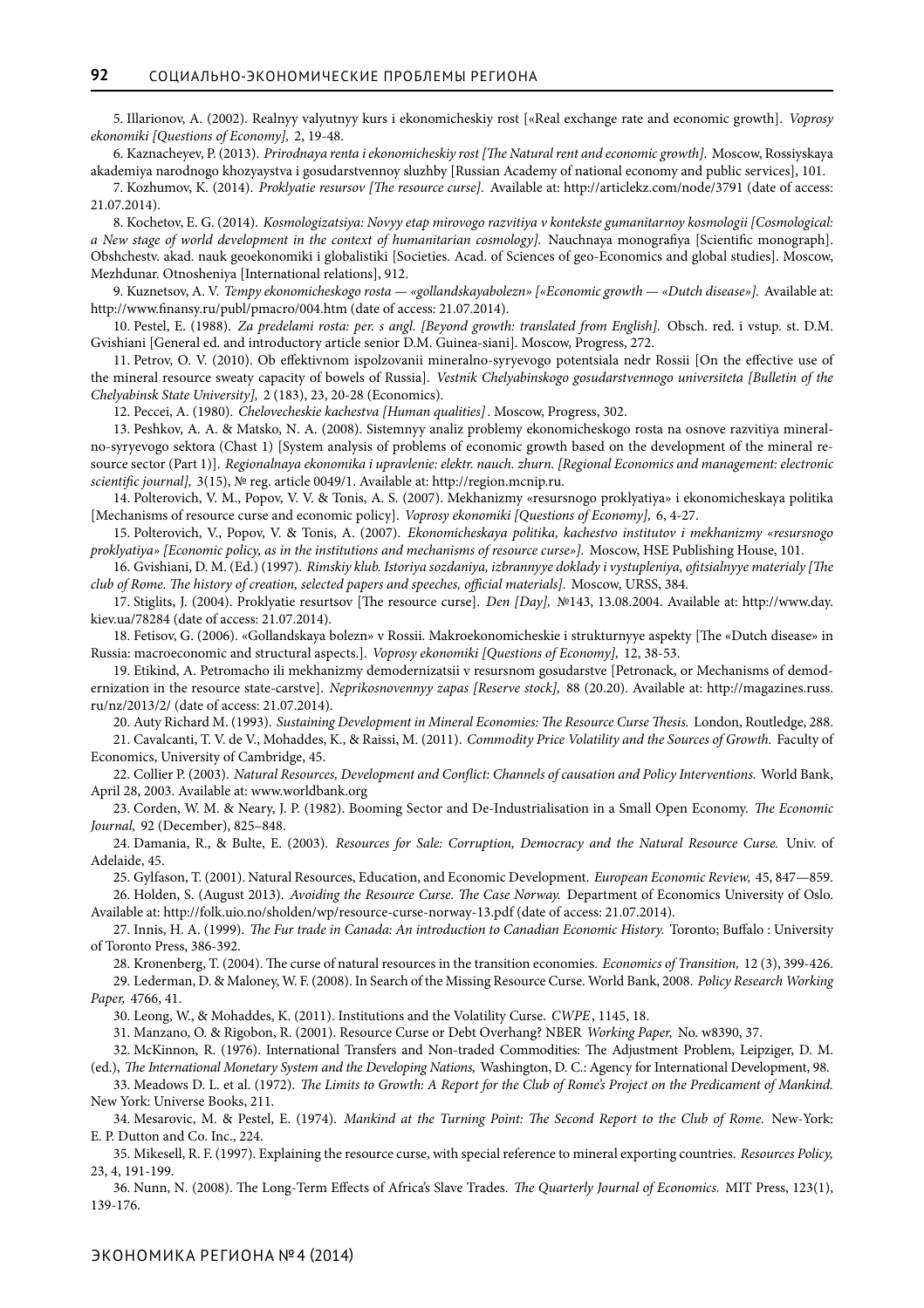5. Illarionov, A. (2002). Realnyy valyutnyy kurs i ekonomicheskiy rost [«Real exchange rate and economic growth]. *Voprosy ekonomiki [Questions of Economy],* 2, 19-48.

6. Kaznacheyev, P. (2013). *Prirodnaya renta i ekonomicheskiy rost [The Natural rent and economic growth].* Moscow, Rossiyskaya akademiya narodnogo khozyaystva i gosudarstvennoy sluzhby [Russian Academy of national economy and public services], 101.

7. Kozhumov, K. (2014). *Proklyatie resursov [The resource curse].* Available at: http://articlekz.com/node/3791 (date of access: 21.07.2014).

8. Kochetov, E. G. (2014). *Kosmologizatsiya: Novyy etap mirovogo razvitiya v kontekste gumanitarnoy kosmologii [Cosmological: a New stage of world development in the context of humanitarian cosmology].* Nauchnaya monografiya [Scientific monograph]. Obshchestv. akad. nauk geoekonomiki i globalistiki [Societies. Acad. of Sciences of geo-Economics and global studies]. Moscow, Mezhdunar. Otnosheniya [International relations], 912.

9. Kuznetsov, A. V. *Tempy ekonomicheskogo rosta — «gollandskayabolezn» [«Economic growth — «Dutch disease»].* Available at: http://www.finansy.ru/publ/pmacro/004.htm (date of access: 21.07.2014).

10. Pestel, E. (1988). *Za predelami rosta: per. s angl. [Beyond growth: translated from English].* Obsch. red. i vstup. st. D.M. Gvishiani [General ed. and introductory article senior D.M. Guinea-siani]. Moscow, Progress, 272.

11. Petrov, O. V. (2010). Ob effektivnom ispolzovanii mineralno-syryevogo potentsiala nedr Rossii [On the effective use of the mineral resource sweaty capacity of bowels of Russia]. *Vestnik Chelyabinskogo gosudarstvennogo universiteta [Bulletin of the Chelyabinsk State University],* 2 (183), 23, 20-28 (Economics).

12. Peccei, A. (1980). *Chelovecheskie kachestva [Human qualities]*. Moscow, Progress, 302.

13. Peshkov, A. A. & Matsko, N. A. (2008). Sistemnyy analiz problemy ekonomicheskogo rosta na osnove razvitiya mineralno-syryevogo sektora (Chast 1) [System analysis of problems of economic growth based on the development of the mineral resource sector (Part 1)]. *Regionalnaya ekonomika i upravlenie: elektr. nauch. zhurn. [Regional Economics and management: electronic scientific journal],* 3(15), № reg. article 0049/1. Available at: http://region.mcnip.ru.

14. Polterovich, V. M., Popov, V. V. & Tonis, A. S. (2007). Mekhanizmy «resursnogo proklyatiya» i ekonomicheskaya politika [Mechanisms of resource curse and economic policy]. *Voprosy ekonomiki [Questions of Economy],* 6, 4-27.

15. Polterovich, V., Popov, V. & Tonis, A. (2007). *Ekonomicheskaya politika, kachestvo institutov i mekhanizmy «resursnogo proklyatiya» [Economic policy, as in the institutions and mechanisms of resource curse».].* Moscow, HSE Publishing House, 101.

16. Gvishiani, D. M. (Ed.) (1997). *Rimskiy klub. Istoriya sozdaniya, izbrannyye doklady i vystupleniya, ofitsialnyye materialy [The club of Rome. The history of creation, selected papers and speeches, official materials].* Moscow, URSS, 384.

17. Stiglits, J. (2004). Proklyatie resurtsov [The resource curse]. *Den [Day],* №143, 13.08.2004. Available at: http://www.day.kiev.ua/78284 (date of access: 21.07.2014).

18. Fetisov, G. (2006). «Gollandskaya bolezn» v Rossii. Makroekonomicheskie i strukturnyye aspekty [The «Dutch disease» in Russia: macroeconomic and structural aspects.]. *Voprosy ekonomiki [Questions of Economy],* 12, 38-53.

19. Etikind, A. Petromacho ili mekhanizmy demodernizatsii v resursnom gosudarstve [Petronack, or Mechanisms of demodernization in the resource state-carstve]. *Neprikosnovennyy zapas [Reserve stock],* 88 (20.20). Available at: http://magazines.russ.ru/nz/2013/2/ (date of access: 21.07.2014).

20. Auty Richard M. (1993). *Sustaining Development in Mineral Economies: The Resource Curse Thesis.* London, Routledge, 288.

21. Cavalcanti, T. V. de V., Mohaddes, K., & Raissi, M. (2011). *Commodity Price Volatility and the Sources of Growth.* Faculty of Economics, University of Cambridge, 45.

22. Collier P. (2003). *Natural Resources, Development and Conflict: Channels of causation and Policy Interventions.* World Bank, April 28, 2003. Available at: www.worldbank.org

23. Corden, W. M. & Neary, J. P. (1982). Booming Sector and De-Industrialisation in a Small Open Economy. *The Economic Journal,* 92 (December), 825–848.

24. Damania, R., & Bulte, E. (2003). *Resources for Sale: Corruption, Democracy and the Natural Resource Curse.* Univ. of Adelaide, 45.

25. Gylfason, T. (2001). Natural Resources, Education, and Economic Development. *European Economic Review,* 45, 847—859.

26. Holden, S. (August 2013). *Avoiding the Resource Curse. The Case Norway.* Department of Economics University of Oslo. Available at: http://folk.uio.no/sholden/wp/resource-curse-norway-13.pdf (date of access: 21.07.2014).

27. Innis, H. A. (1999). *The Fur trade in Canada: An introduction to Canadian Economic History.* Toronto; Buffalo : University of Toronto Press, 386-392.

28. Kronenberg, T. (2004). The curse of natural resources in the transition economies. *Economics of Transition,* 12 (3), 399-426.

29. Lederman, D. & Maloney, W. F. (2008). In Search of the Missing Resource Curse. World Bank, 2008. *Policy Research Working Paper,* 4766, 41.

30. Leong, W., & Mohaddes, K. (2011). Institutions and the Volatility Curse. *CWPE*, 1145, 18.

31. Manzano, O. & Rigobon, R. (2001). Resource Curse or Debt Overhang? NBER *Working Paper,* No. w8390, 37.

32. McKinnon, R. (1976). International Transfers and Non-traded Commodities: The Adjustment Problem, Leipziger, D. M. (ed.), *The International Monetary System and the Developing Nations,* Washington, D. C.: Agency for International Development, 98.

33. Meadows D. L. et al. (1972). *The Limits to Growth: A Report for the Club of Rome's Project on the Predicament of Mankind.* New York: Universe Books, 211.

34. Mesarovic, M. & Pestel, E. (1974). *Mankind at the Turning Point: The Second Report to the Club of Rome.* New-York: E. P. Dutton and Co. Inc., 224.

35. Mikesell, R. F. (1997). Explaining the resource curse, with special reference to mineral exporting countries. *Resources Policy,* 23, 4, 191-199.

36. Nunn, N. (2008). The Long-Term Effects of Africa's Slave Trades. *The Quarterly Journal of Economics.* MIT Press, 123(1), 139-176.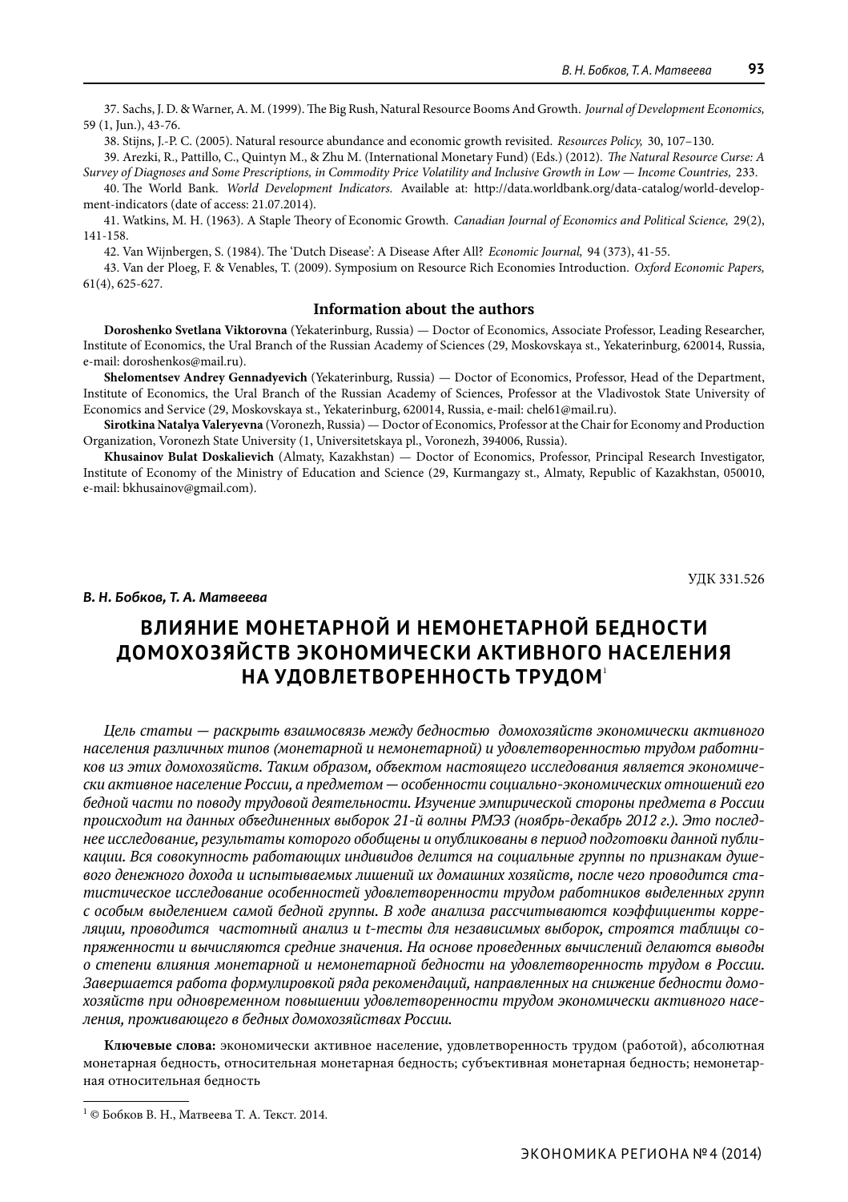37. Sachs, J. D. & Warner, A. M. (1999). The Big Rush, Natural Resource Booms And Growth. *Journal of Development Economics,* 59 (1, Jun.), 43-76.

38. Stijns, J.-P. C. (2005). Natural resource abundance and economic growth revisited. *Resources Policy,* 30, 107–130.

39. Arezki, R., Pattillo, C., Quintyn M., & Zhu M. (International Monetary Fund) (Eds.) (2012). *The Natural Resource Curse: A Survey of Diagnoses and Some Prescriptions, in Commodity Price Volatility and Inclusive Growth in Low — Income Countries,* 233.

40. The World Bank. *World Development Indicators.* Available at: http://data.worldbank.org/data-catalog/world-development-indicators (date of access: 21.07.2014).

41. Watkins, M. H. (1963). A Staple Theory of Economic Growth. *Canadian Journal of Economics and Political Science,* 29(2), 141-158.

42. Van Wijnbergen, S. (1984). The 'Dutch Disease': A Disease After All? *Economic Journal,* 94 (373), 41-55.

43. Van der Ploeg, F. & Venables, T. (2009). Symposium on Resource Rich Economies Introduction. *Oxford Economic Papers,* 61(4), 625-627.

### Information about the authors

**Doroshenko Svetlana Viktorovna** (Yekaterinburg, Russia) — Doctor of Economics, Associate Professor, Leading Researcher, Institute of Economics, the Ural Branch of the Russian Academy of Sciences (29, Moskovskaya st., Yekaterinburg, 620014, Russia, e-mail: doroshenkos@mail.ru).

**Shelomentsev Andrey Gennadyevich** (Yekaterinburg, Russia) — Doctor of Economics, Professor, Head of the Department, Institute of Economics, the Ural Branch of the Russian Academy of Sciences, Professor at the Vladivostok State University of Economics and Service (29, Moskovskaya st., Yekaterinburg, 620014, Russia, e-mail: chel61@mail.ru).

**Sirotkina Natalya Valeryevna** (Voronezh, Russia) — Doctor of Economics, Professor at the Chair for Economy and Production Organization, Voronezh State University (1, Universitetskaya pl., Voronezh, 394006, Russia).

**Khusainov Bulat Doskalievich** (Almaty, Kazakhstan) — Doctor of Economics, Professor, Principal Research Investigator, Institute of Economy of the Ministry of Education and Science (29, Kurmangazy st., Almaty, Republic of Kazakhstan, 050010, e-mail: bkhusainov@gmail.com).

УДК 331.526

***В. Н. Бобков, Т. А. Матвеева***

# ВЛИЯНИЕ МОНЕТАРНОЙ И НЕМОНЕТАРНОЙ БЕДНОСТИ ДОМОХОЗЯЙСТВ ЭКОНОМИЧЕСКИ АКТИВНОГО НАСЕЛЕНИЯ НА УДОВЛЕТВОРЕННОСТЬ ТРУДОМ[1]

*Цель статьи — раскрыть взаимосвязь между бедностью домохозяйств экономически активного населения различных типов (монетарной и немонетарной) и удовлетворенностью трудом работников из этих домохозяйств. Таким образом, объектом настоящего исследования является экономически активное население России, а предметом — особенности социально-экономических отношений его бедной части по поводу трудовой деятельности. Изучение эмпирической стороны предмета в России происходит на данных объединенных выборок 21-й волны РМЭЗ (ноябрь-декабрь 2012 г.). Это последнее исследование, результаты которого обобщены и опубликованы в период подготовки данной публикации. Вся совокупность работающих индивидов делится на социальные группы по признакам душевого денежного дохода и испытываемых лишений их домашних хозяйств, после чего проводится статистическое исследование особенностей удовлетворенности трудом работников выделенных групп с особым выделением самой бедной группы. В ходе анализа рассчитываются коэффициенты корреляции, проводится частотный анализ и t-тесты для независимых выборок, строятся таблицы сопряженности и вычисляются средние значения. На основе проведенных вычислений делаются выводы о степени влияния монетарной и немонетарной бедности на удовлетворенность трудом в России. Завершается работа формулировкой ряда рекомендаций, направленных на снижение бедности домохозяйств при одновременном повышении удовлетворенности трудом экономически активного населения, проживающего в бедных домохозяйствах России.*

**Ключевые слова:** экономически активное население, удовлетворенность трудом (работой), абсолютная монетарная бедность, относительная монетарная бедность; субъективная монетарная бедность; немонетарная относительная бедность

[1] © Бобков В. Н., Матвеева Т. А. Текст. 2014.